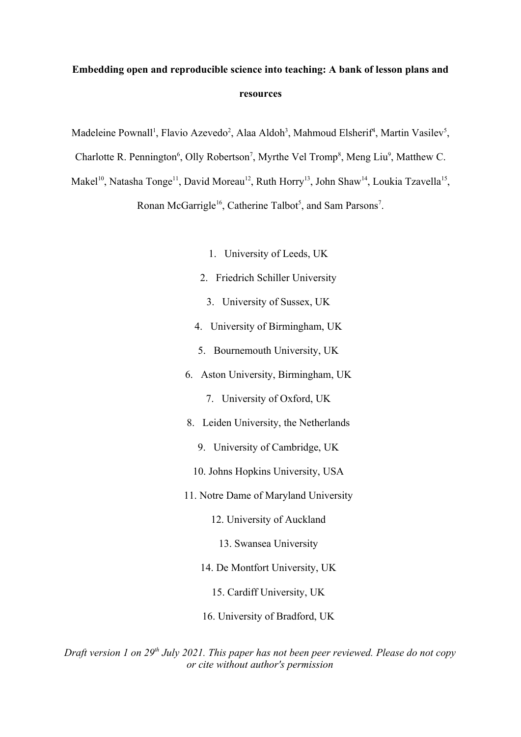**Embedding open and reproducible science into teaching: A bank of lesson plans and resources**

Madeleine Pownall[1], Flavio Azevedo[2], Alaa Aldoh[3], Mahmoud Elsherif[4], Martin Vasilev[5], Charlotte R. Pennington[6], Olly Robertson[7], Myrthe Vel Tromp[8], Meng Liu[9], Matthew C. Makel[10], Natasha Tonge[11], David Moreau[12], Ruth Horry[13], John Shaw[14], Loukia Tzavella[15], Ronan McGarrigle[16], Catherine Talbot[5], and Sam Parsons[7].

1. University of Leeds, UK
2. Friedrich Schiller University
3. University of Sussex, UK
4. University of Birmingham, UK
5. Bournemouth University, UK
6. Aston University, Birmingham, UK
7. University of Oxford, UK
8. Leiden University, the Netherlands
9. University of Cambridge, UK
10. Johns Hopkins University, USA
11. Notre Dame of Maryland University
12. University of Auckland
13. Swansea University
14. De Montfort University, UK
15. Cardiff University, UK
16. University of Bradford, UK

*Draft version 1 on 29th July 2021. This paper has not been peer reviewed. Please do not copy or cite without author's permission*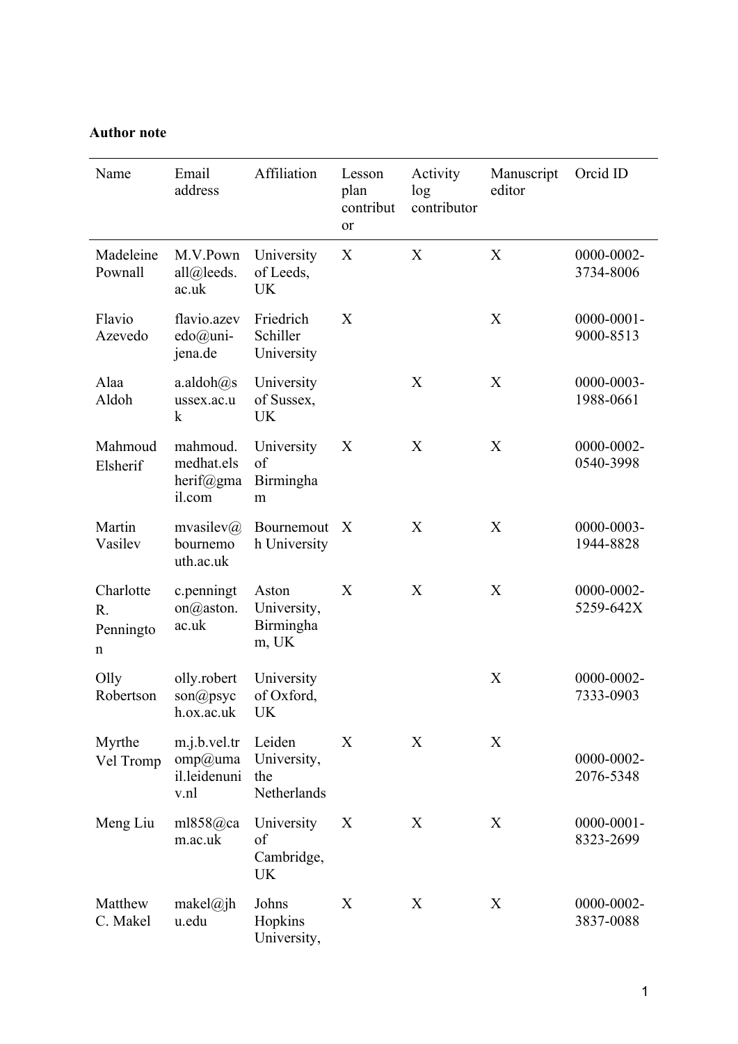**Author note**

| Name | Email address | Affiliation | Lesson plan contributor | Activity log contributor | Manuscript editor | Orcid ID |
|---|---|---|---|---|---|---|
| Madeleine Pownall | M.V.Pownall@leeds.ac.uk | University of Leeds, UK | X | X | X | 0000-0002-3734-8006 |
| Flavio Azevedo | flavio.azevedo@uni-jena.de | Friedrich Schiller University | X | | X | 0000-0001-9000-8513 |
| Alaa Aldoh | a.aldoh@sussex.ac.uk | University of Sussex, UK | | X | X | 0000-0003-1988-0661 |
| Mahmoud Elsherif | mahmoud.medhat.elsherif@gmail.com | University of Birmingham | X | X | X | 0000-0002-0540-3998 |
| Martin Vasilev | mvasilev@bournemouth.ac.uk | Bournemouth University | X | X | X | 0000-0003-1944-8828 |
| Charlotte R. Pennington | c.pennington@aston.ac.uk | Aston University, Birmingham, UK | X | X | X | 0000-0002-5259-642X |
| Olly Robertson | olly.robertson@psych.ox.ac.uk | University of Oxford, UK | | | X | 0000-0002-7333-0903 |
| Myrthe Vel Tromp | m.j.b.vel.tromp@umail.leidenuniv.nl | Leiden University, the Netherlands | X | X | X | 0000-0002-2076-5348 |
| Meng Liu | ml858@cam.ac.uk | University of Cambridge, UK | X | X | X | 0000-0001-8323-2699 |
| Matthew C. Makel | makel@jhu.edu | Johns Hopkins University, | X | X | X | 0000-0002-3837-0088 |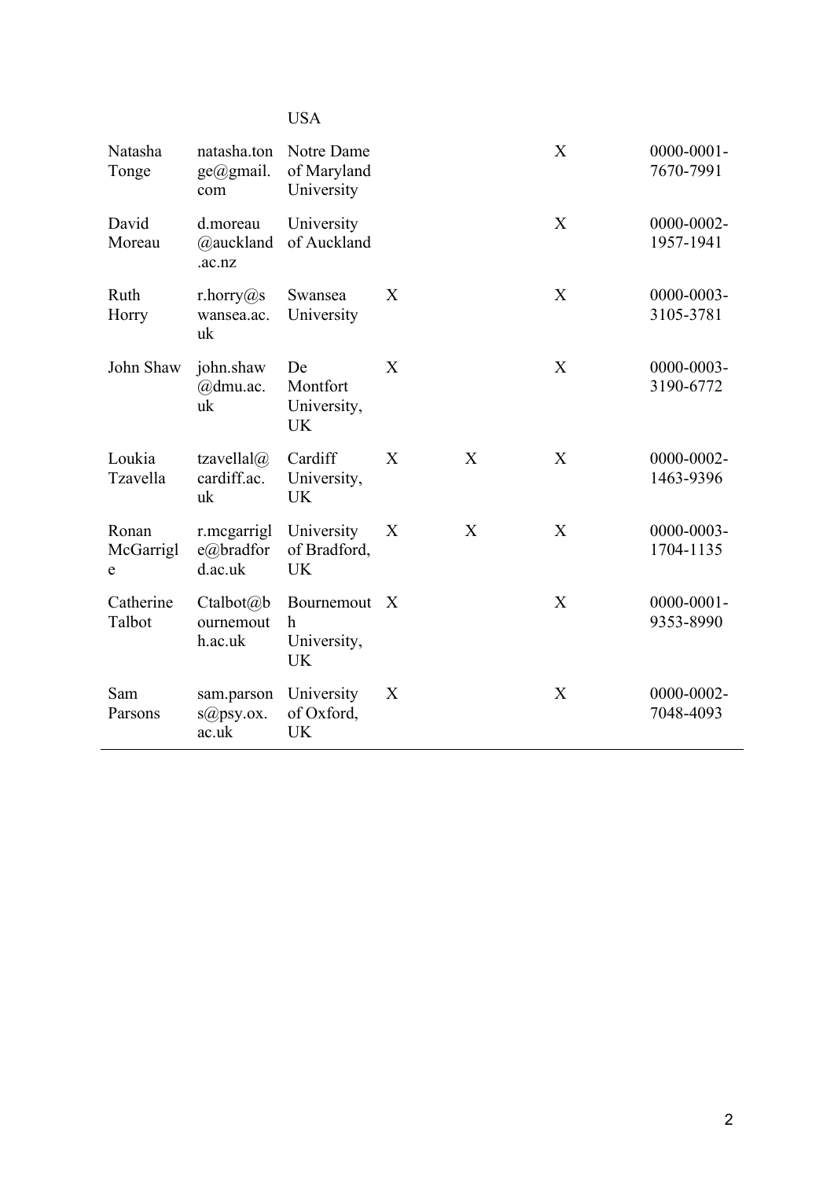| | | USA | | | | |
|---|---|---|---|---|---|---|
| Natasha Tonge | natasha.tonge@gmail.com | Notre Dame of Maryland University | | | X | 0000-0001-7670-7991 |
| David Moreau | d.moreau@auckland.ac.nz | University of Auckland | | | X | 0000-0002-1957-1941 |
| Ruth Horry | r.horry@swansea.ac.uk | Swansea University | X | | X | 0000-0003-3105-3781 |
| John Shaw | john.shaw@dmu.ac.uk | De Montfort University, UK | X | | X | 0000-0003-3190-6772 |
| Loukia Tzavella | tzavellal@cardiff.ac.uk | Cardiff University, UK | X | X | X | 0000-0002-1463-9396 |
| Ronan McGarrigle | r.mcgarrigle@bradford.ac.uk | University of Bradford, UK | X | X | X | 0000-0003-1704-1135 |
| Catherine Talbot | Ctalbot@bournemouth.ac.uk | Bournemouth University, UK | X | | X | 0000-0001-9353-8990 |
| Sam Parsons | sam.parsons@psy.ox.ac.uk | University of Oxford, UK | X | | X | 0000-0002-7048-4093 |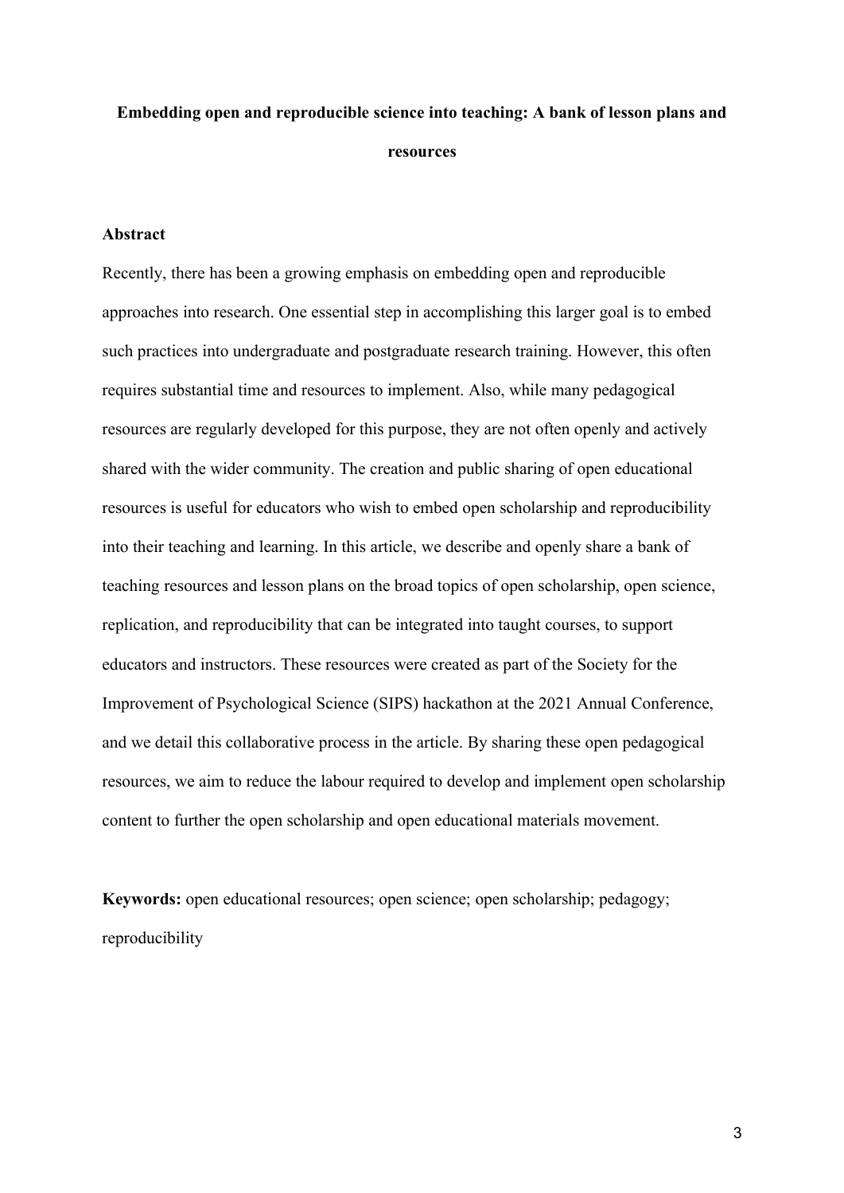**Embedding open and reproducible science into teaching: A bank of lesson plans and resources**

## Abstract

Recently, there has been a growing emphasis on embedding open and reproducible approaches into research. One essential step in accomplishing this larger goal is to embed such practices into undergraduate and postgraduate research training. However, this often requires substantial time and resources to implement. Also, while many pedagogical resources are regularly developed for this purpose, they are not often openly and actively shared with the wider community. The creation and public sharing of open educational resources is useful for educators who wish to embed open scholarship and reproducibility into their teaching and learning. In this article, we describe and openly share a bank of teaching resources and lesson plans on the broad topics of open scholarship, open science, replication, and reproducibility that can be integrated into taught courses, to support educators and instructors. These resources were created as part of the Society for the Improvement of Psychological Science (SIPS) hackathon at the 2021 Annual Conference, and we detail this collaborative process in the article. By sharing these open pedagogical resources, we aim to reduce the labour required to develop and implement open scholarship content to further the open scholarship and open educational materials movement.

**Keywords:** open educational resources; open science; open scholarship; pedagogy; reproducibility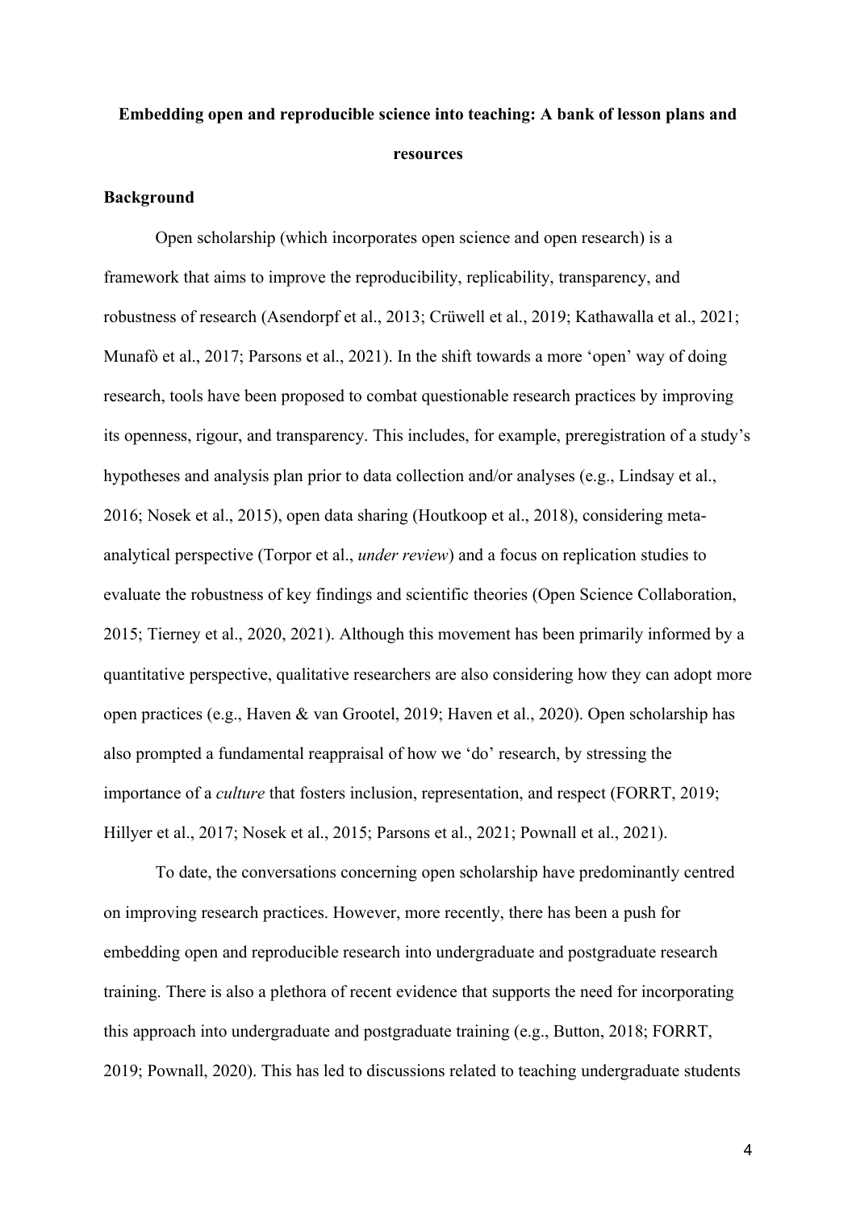**Embedding open and reproducible science into teaching: A bank of lesson plans and resources**

**Background**

Open scholarship (which incorporates open science and open research) is a framework that aims to improve the reproducibility, replicability, transparency, and robustness of research (Asendorpf et al., 2013; Crüwell et al., 2019; Kathawalla et al., 2021; Munafò et al., 2017; Parsons et al., 2021). In the shift towards a more 'open' way of doing research, tools have been proposed to combat questionable research practices by improving its openness, rigour, and transparency. This includes, for example, preregistration of a study's hypotheses and analysis plan prior to data collection and/or analyses (e.g., Lindsay et al., 2016; Nosek et al., 2015), open data sharing (Houtkoop et al., 2018), considering meta-analytical perspective (Torpor et al., *under review*) and a focus on replication studies to evaluate the robustness of key findings and scientific theories (Open Science Collaboration, 2015; Tierney et al., 2020, 2021). Although this movement has been primarily informed by a quantitative perspective, qualitative researchers are also considering how they can adopt more open practices (e.g., Haven & van Grootel, 2019; Haven et al., 2020). Open scholarship has also prompted a fundamental reappraisal of how we 'do' research, by stressing the importance of a *culture* that fosters inclusion, representation, and respect (FORRT, 2019; Hillyer et al., 2017; Nosek et al., 2015; Parsons et al., 2021; Pownall et al., 2021).

To date, the conversations concerning open scholarship have predominantly centred on improving research practices. However, more recently, there has been a push for embedding open and reproducible research into undergraduate and postgraduate research training. There is also a plethora of recent evidence that supports the need for incorporating this approach into undergraduate and postgraduate training (e.g., Button, 2018; FORRT, 2019; Pownall, 2020). This has led to discussions related to teaching undergraduate students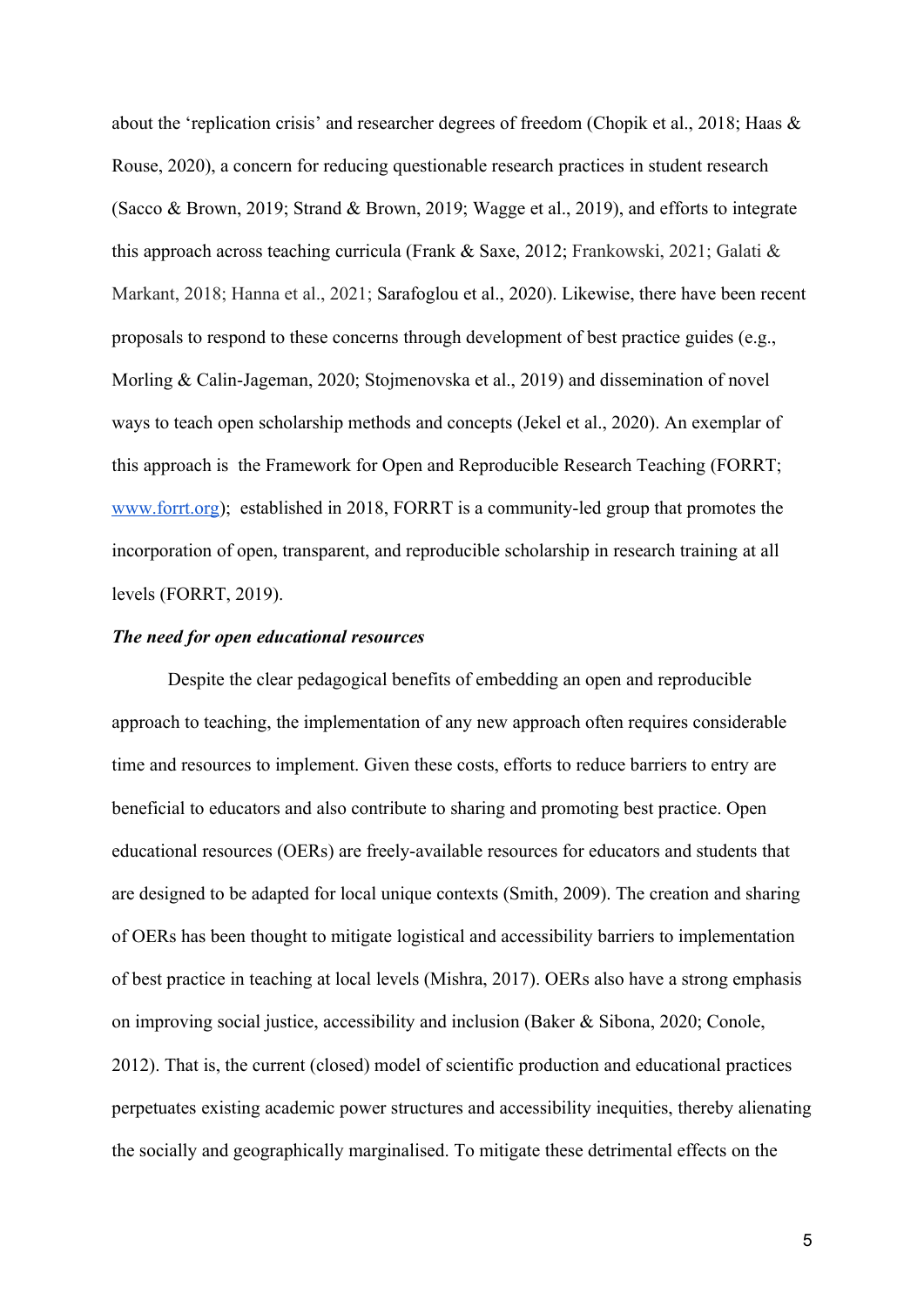about the 'replication crisis' and researcher degrees of freedom (Chopik et al., 2018; Haas & Rouse, 2020), a concern for reducing questionable research practices in student research (Sacco & Brown, 2019; Strand & Brown, 2019; Wagge et al., 2019), and efforts to integrate this approach across teaching curricula (Frank & Saxe, 2012; Frankowski, 2021; Galati & Markant, 2018; Hanna et al., 2021; Sarafoglou et al., 2020). Likewise, there have been recent proposals to respond to these concerns through development of best practice guides (e.g., Morling & Calin-Jageman, 2020; Stojmenovska et al., 2019) and dissemination of novel ways to teach open scholarship methods and concepts (Jekel et al., 2020). An exemplar of this approach is the Framework for Open and Reproducible Research Teaching (FORRT; [www.forrt.org](http://www.forrt.org)); established in 2018, FORRT is a community-led group that promotes the incorporation of open, transparent, and reproducible scholarship in research training at all levels (FORRT, 2019).

### *The need for open educational resources*

Despite the clear pedagogical benefits of embedding an open and reproducible approach to teaching, the implementation of any new approach often requires considerable time and resources to implement. Given these costs, efforts to reduce barriers to entry are beneficial to educators and also contribute to sharing and promoting best practice. Open educational resources (OERs) are freely-available resources for educators and students that are designed to be adapted for local unique contexts (Smith, 2009). The creation and sharing of OERs has been thought to mitigate logistical and accessibility barriers to implementation of best practice in teaching at local levels (Mishra, 2017). OERs also have a strong emphasis on improving social justice, accessibility and inclusion (Baker & Sibona, 2020; Conole, 2012). That is, the current (closed) model of scientific production and educational practices perpetuates existing academic power structures and accessibility inequities, thereby alienating the socially and geographically marginalised. To mitigate these detrimental effects on the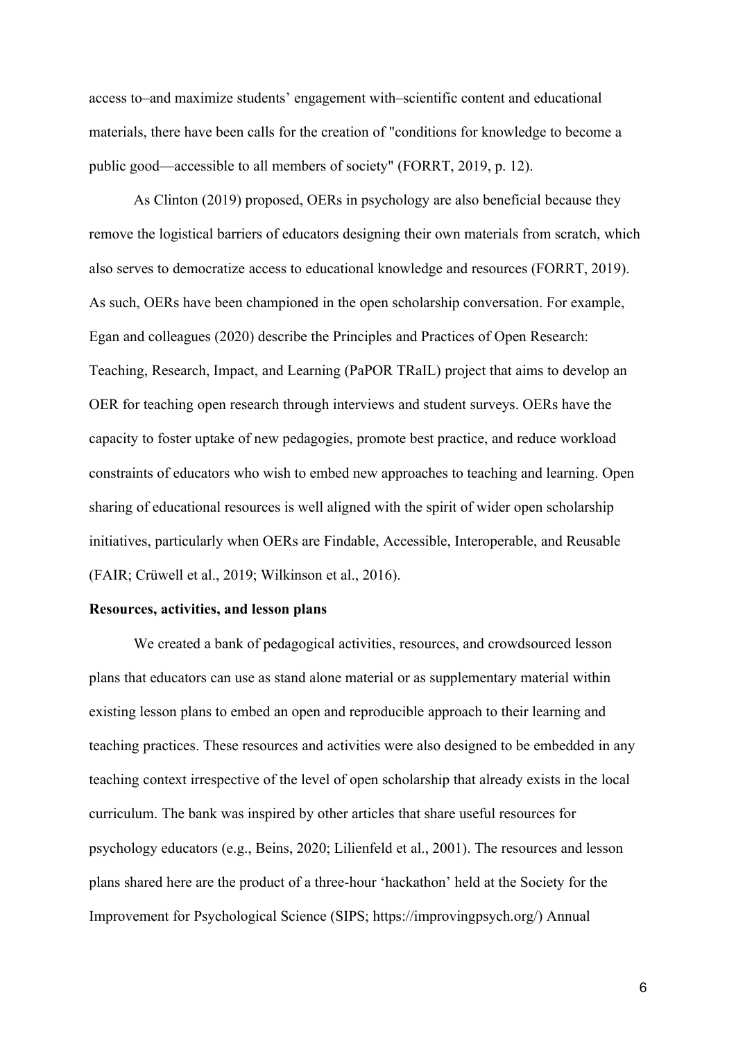access to–and maximize students' engagement with–scientific content and educational materials, there have been calls for the creation of "conditions for knowledge to become a public good—accessible to all members of society" (FORRT, 2019, p. 12).

As Clinton (2019) proposed, OERs in psychology are also beneficial because they remove the logistical barriers of educators designing their own materials from scratch, which also serves to democratize access to educational knowledge and resources (FORRT, 2019). As such, OERs have been championed in the open scholarship conversation. For example, Egan and colleagues (2020) describe the Principles and Practices of Open Research: Teaching, Research, Impact, and Learning (PaPOR TRaIL) project that aims to develop an OER for teaching open research through interviews and student surveys. OERs have the capacity to foster uptake of new pedagogies, promote best practice, and reduce workload constraints of educators who wish to embed new approaches to teaching and learning. Open sharing of educational resources is well aligned with the spirit of wider open scholarship initiatives, particularly when OERs are Findable, Accessible, Interoperable, and Reusable (FAIR; Crüwell et al., 2019; Wilkinson et al., 2016).

**Resources, activities, and lesson plans**

We created a bank of pedagogical activities, resources, and crowdsourced lesson plans that educators can use as stand alone material or as supplementary material within existing lesson plans to embed an open and reproducible approach to their learning and teaching practices. These resources and activities were also designed to be embedded in any teaching context irrespective of the level of open scholarship that already exists in the local curriculum. The bank was inspired by other articles that share useful resources for psychology educators (e.g., Beins, 2020; Lilienfeld et al., 2001). The resources and lesson plans shared here are the product of a three-hour 'hackathon' held at the Society for the Improvement for Psychological Science (SIPS; https://improvingpsych.org/) Annual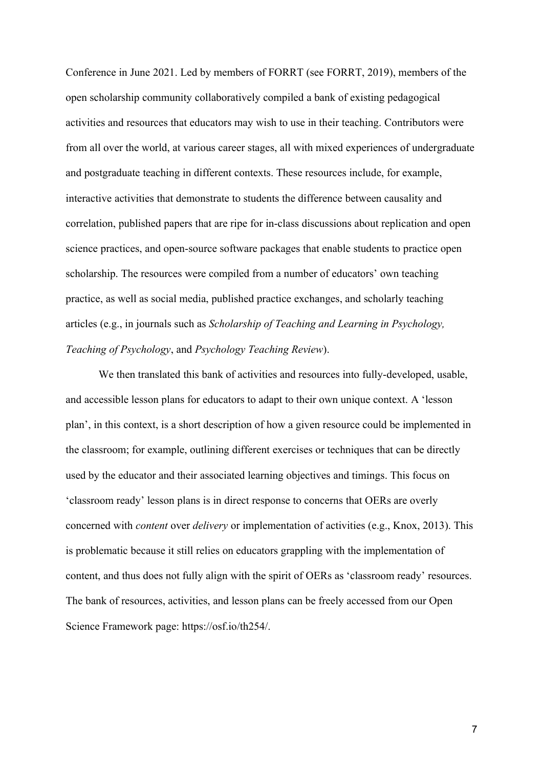Conference in June 2021. Led by members of FORRT (see FORRT, 2019), members of the open scholarship community collaboratively compiled a bank of existing pedagogical activities and resources that educators may wish to use in their teaching. Contributors were from all over the world, at various career stages, all with mixed experiences of undergraduate and postgraduate teaching in different contexts. These resources include, for example, interactive activities that demonstrate to students the difference between causality and correlation, published papers that are ripe for in-class discussions about replication and open science practices, and open-source software packages that enable students to practice open scholarship. The resources were compiled from a number of educators' own teaching practice, as well as social media, published practice exchanges, and scholarly teaching articles (e.g., in journals such as *Scholarship of Teaching and Learning in Psychology, Teaching of Psychology*, and *Psychology Teaching Review*).

We then translated this bank of activities and resources into fully-developed, usable, and accessible lesson plans for educators to adapt to their own unique context. A 'lesson plan', in this context, is a short description of how a given resource could be implemented in the classroom; for example, outlining different exercises or techniques that can be directly used by the educator and their associated learning objectives and timings. This focus on 'classroom ready' lesson plans is in direct response to concerns that OERs are overly concerned with *content* over *delivery* or implementation of activities (e.g., Knox, 2013). This is problematic because it still relies on educators grappling with the implementation of content, and thus does not fully align with the spirit of OERs as 'classroom ready' resources. The bank of resources, activities, and lesson plans can be freely accessed from our Open Science Framework page: https://osf.io/th254/.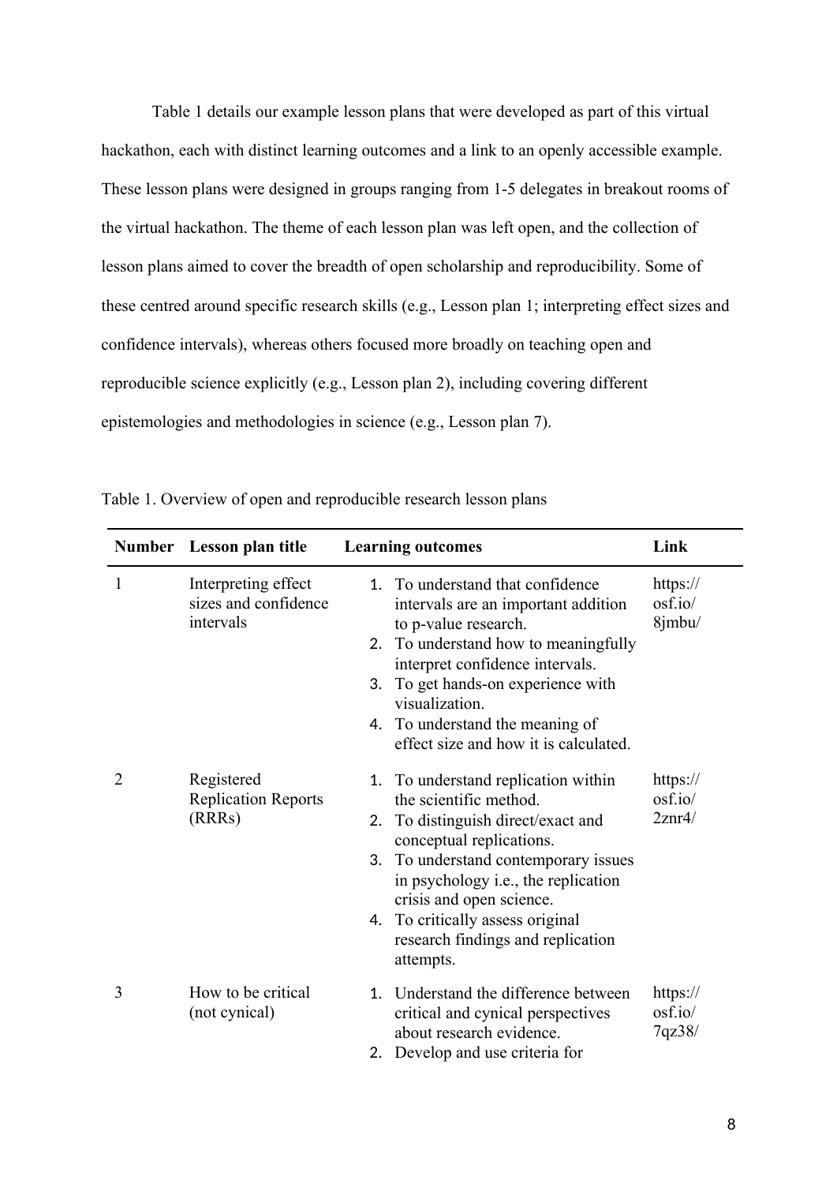Table 1 details our example lesson plans that were developed as part of this virtual hackathon, each with distinct learning outcomes and a link to an openly accessible example. These lesson plans were designed in groups ranging from 1-5 delegates in breakout rooms of the virtual hackathon. The theme of each lesson plan was left open, and the collection of lesson plans aimed to cover the breadth of open scholarship and reproducibility. Some of these centred around specific research skills (e.g., Lesson plan 1; interpreting effect sizes and confidence intervals), whereas others focused more broadly on teaching open and reproducible science explicitly (e.g., Lesson plan 2), including covering different epistemologies and methodologies in science (e.g., Lesson plan 7).

Table 1. Overview of open and reproducible research lesson plans

| Number | Lesson plan title | Learning outcomes | Link |
|---|---|---|---|
| 1 | Interpreting effect sizes and confidence intervals | 1. To understand that confidence intervals are an important addition to p-value research.<br>2. To understand how to meaningfully interpret confidence intervals.<br>3. To get hands-on experience with visualization.<br>4. To understand the meaning of effect size and how it is calculated. | https://osf.io/8jmbu/ |
| 2 | Registered Replication Reports (RRRs) | 1. To understand replication within the scientific method.<br>2. To distinguish direct/exact and conceptual replications.<br>3. To understand contemporary issues in psychology i.e., the replication crisis and open science.<br>4. To critically assess original research findings and replication attempts. | https://osf.io/2znr4/ |
| 3 | How to be critical (not cynical) | 1. Understand the difference between critical and cynical perspectives about research evidence.<br>2. Develop and use criteria for | https://osf.io/7qz38/ |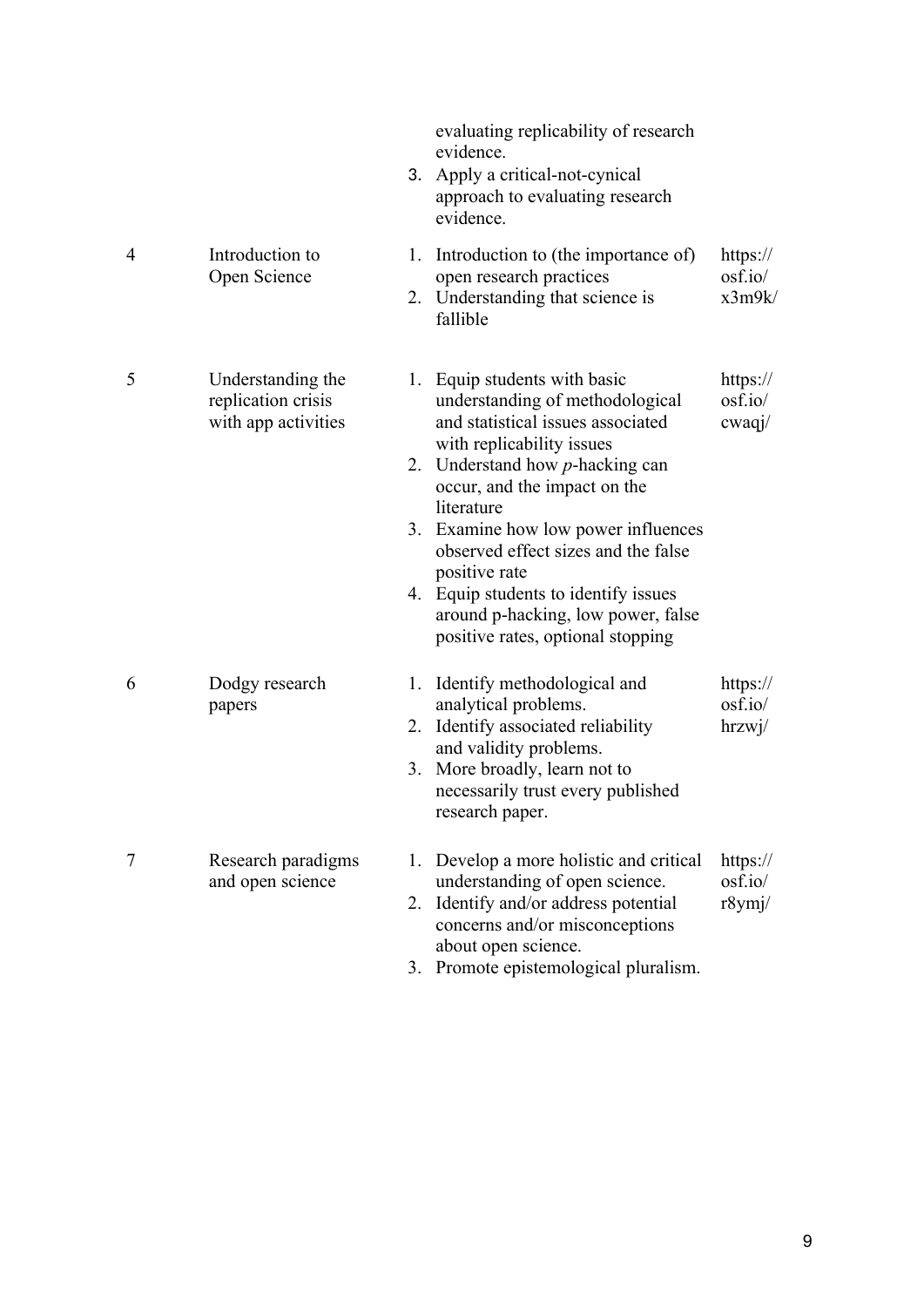| | | | |
|---|---|---|---|
| | | evaluating replicability of research evidence.<br>3. Apply a critical-not-cynical approach to evaluating research evidence. | |
| 4 | Introduction to Open Science | 1. Introduction to (the importance of) open research practices<br>2. Understanding that science is fallible | https://osf.io/x3m9k/ |
| 5 | Understanding the replication crisis with app activities | 1. Equip students with basic understanding of methodological and statistical issues associated with replicability issues<br>2. Understand how *p*-hacking can occur, and the impact on the literature<br>3. Examine how low power influences observed effect sizes and the false positive rate<br>4. Equip students to identify issues around p-hacking, low power, false positive rates, optional stopping | https://osf.io/cwaqj/ |
| 6 | Dodgy research papers | 1. Identify methodological and analytical problems.<br>2. Identify associated reliability and validity problems.<br>3. More broadly, learn not to necessarily trust every published research paper. | https://osf.io/hrzwj/ |
| 7 | Research paradigms and open science | 1. Develop a more holistic and critical understanding of open science.<br>2. Identify and/or address potential concerns and/or misconceptions about open science.<br>3. Promote epistemological pluralism. | https://osf.io/r8ymj/ |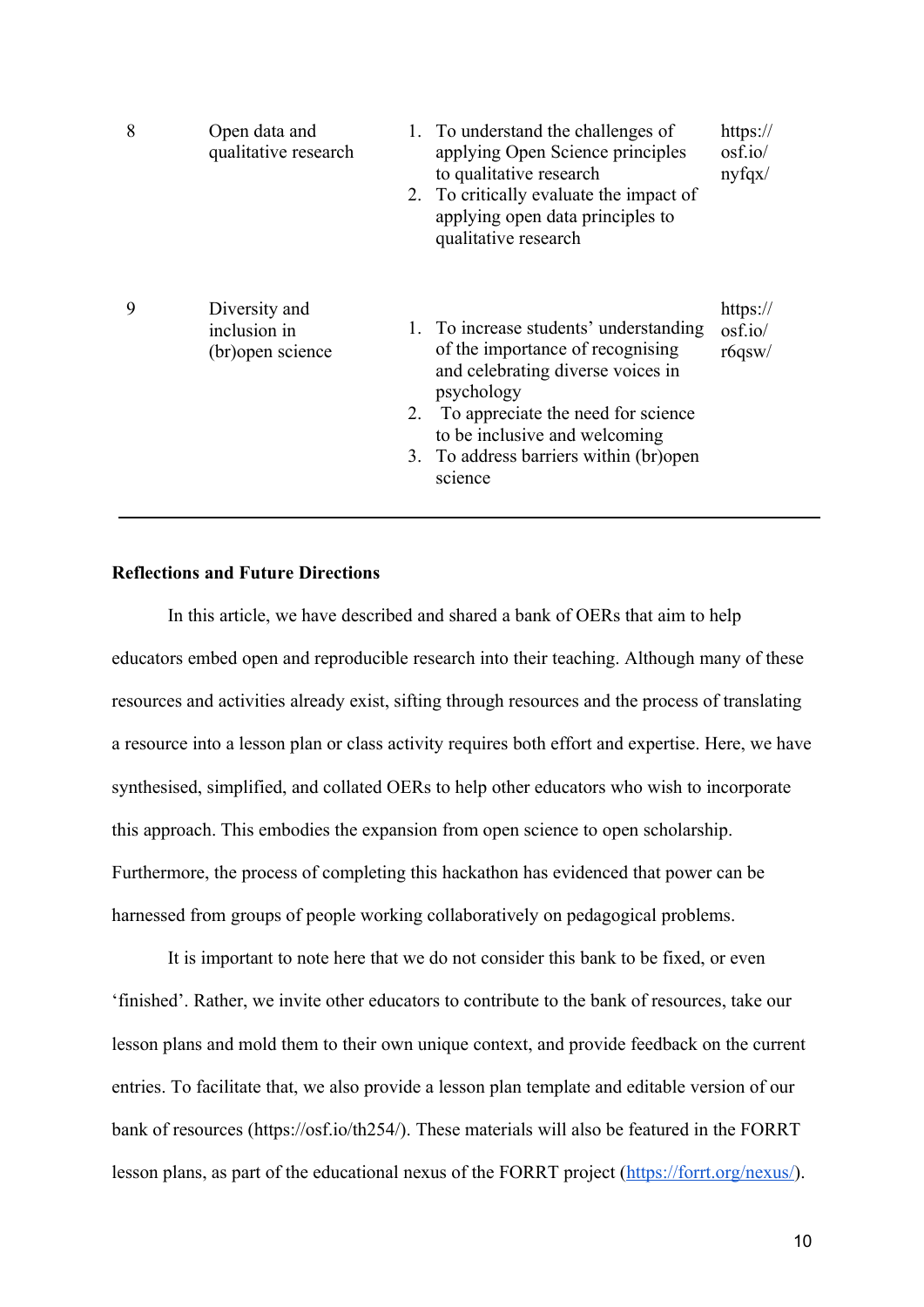| | | | |
|---|---|---|---|
| 8 | Open data and qualitative research | 1. To understand the challenges of applying Open Science principles to qualitative research<br>2. To critically evaluate the impact of applying open data principles to qualitative research | https://osf.io/nyfqx/ |
| 9 | Diversity and inclusion in (br)open science | 1. To increase students' understanding of the importance of recognising and celebrating diverse voices in psychology<br>2. To appreciate the need for science to be inclusive and welcoming<br>3. To address barriers within (br)open science | https://osf.io/r6qsw/ |

**Reflections and Future Directions**

In this article, we have described and shared a bank of OERs that aim to help educators embed open and reproducible research into their teaching. Although many of these resources and activities already exist, sifting through resources and the process of translating a resource into a lesson plan or class activity requires both effort and expertise. Here, we have synthesised, simplified, and collated OERs to help other educators who wish to incorporate this approach. This embodies the expansion from open science to open scholarship. Furthermore, the process of completing this hackathon has evidenced that power can be harnessed from groups of people working collaboratively on pedagogical problems.

It is important to note here that we do not consider this bank to be fixed, or even 'finished'. Rather, we invite other educators to contribute to the bank of resources, take our lesson plans and mold them to their own unique context, and provide feedback on the current entries. To facilitate that, we also provide a lesson plan template and editable version of our bank of resources (https://osf.io/th254/). These materials will also be featured in the FORRT lesson plans, as part of the educational nexus of the FORRT project (https://forrt.org/nexus/).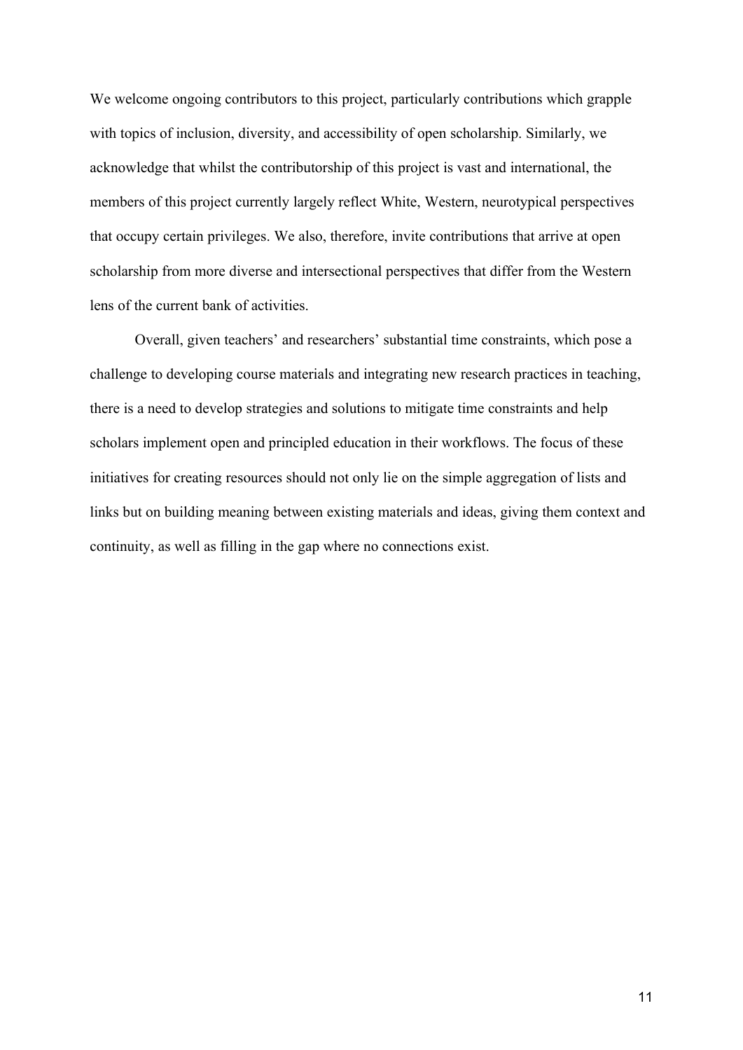We welcome ongoing contributors to this project, particularly contributions which grapple with topics of inclusion, diversity, and accessibility of open scholarship. Similarly, we acknowledge that whilst the contributorship of this project is vast and international, the members of this project currently largely reflect White, Western, neurotypical perspectives that occupy certain privileges. We also, therefore, invite contributions that arrive at open scholarship from more diverse and intersectional perspectives that differ from the Western lens of the current bank of activities.

Overall, given teachers' and researchers' substantial time constraints, which pose a challenge to developing course materials and integrating new research practices in teaching, there is a need to develop strategies and solutions to mitigate time constraints and help scholars implement open and principled education in their workflows. The focus of these initiatives for creating resources should not only lie on the simple aggregation of lists and links but on building meaning between existing materials and ideas, giving them context and continuity, as well as filling in the gap where no connections exist.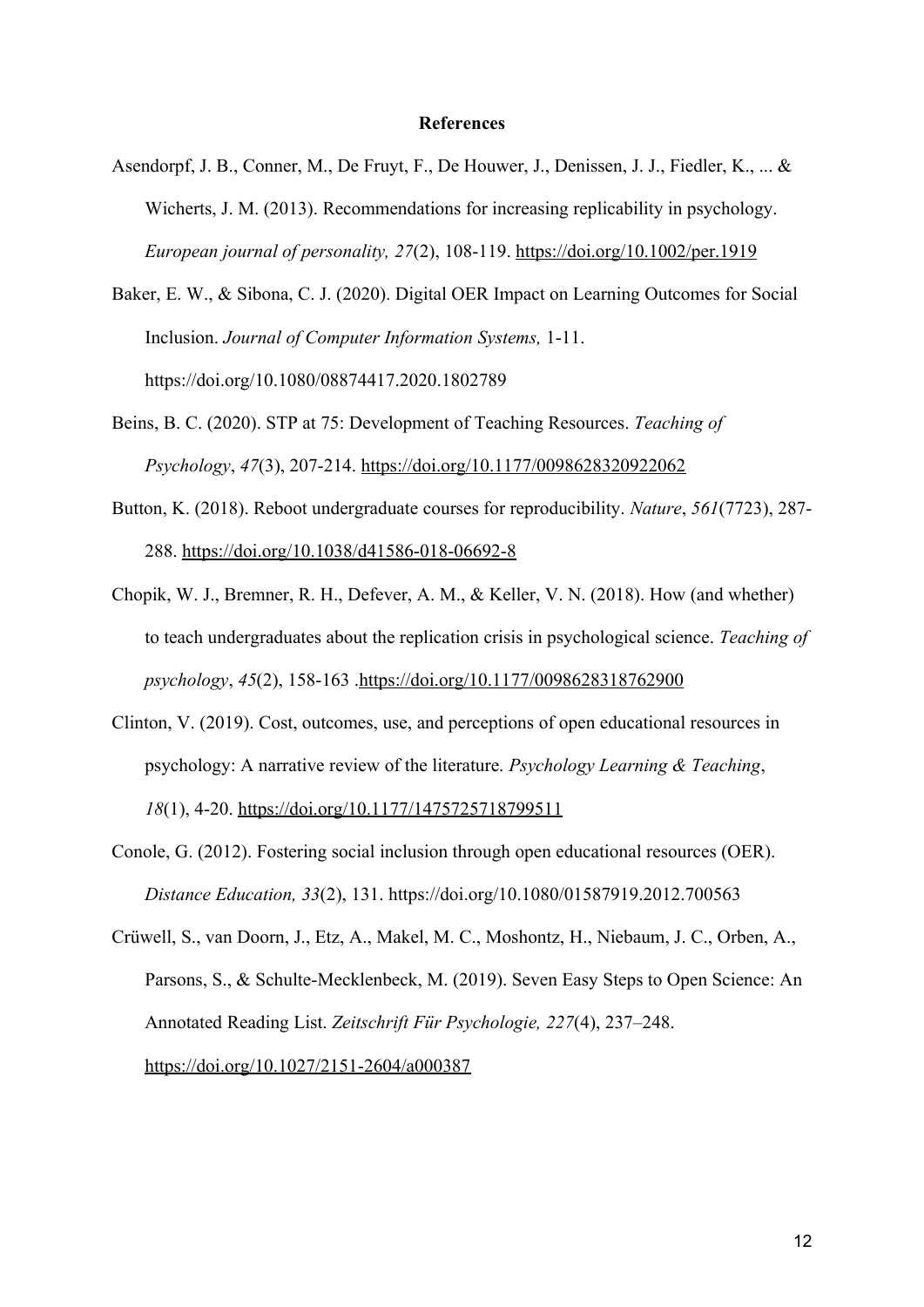**References**

Asendorpf, J. B., Conner, M., De Fruyt, F., De Houwer, J., Denissen, J. J., Fiedler, K., ... & Wicherts, J. M. (2013). Recommendations for increasing replicability in psychology. *European journal of personality, 27*(2), 108-119. https://doi.org/10.1002/per.1919

Baker, E. W., & Sibona, C. J. (2020). Digital OER Impact on Learning Outcomes for Social Inclusion. *Journal of Computer Information Systems,* 1-11. https://doi.org/10.1080/08874417.2020.1802789

Beins, B. C. (2020). STP at 75: Development of Teaching Resources. *Teaching of Psychology*, *47*(3), 207-214. https://doi.org/10.1177/0098628320922062

Button, K. (2018). Reboot undergraduate courses for reproducibility. *Nature*, *561*(7723), 287-288. https://doi.org/10.1038/d41586-018-06692-8

Chopik, W. J., Bremner, R. H., Defever, A. M., & Keller, V. N. (2018). How (and whether) to teach undergraduates about the replication crisis in psychological science. *Teaching of psychology*, *45*(2), 158-163 .https://doi.org/10.1177/0098628318762900

Clinton, V. (2019). Cost, outcomes, use, and perceptions of open educational resources in psychology: A narrative review of the literature. *Psychology Learning & Teaching*, *18*(1), 4-20. https://doi.org/10.1177/1475725718799511

Conole, G. (2012). Fostering social inclusion through open educational resources (OER). *Distance Education, 33*(2), 131. https://doi.org/10.1080/01587919.2012.700563

Crüwell, S., van Doorn, J., Etz, A., Makel, M. C., Moshontz, H., Niebaum, J. C., Orben, A., Parsons, S., & Schulte-Mecklenbeck, M. (2019). Seven Easy Steps to Open Science: An Annotated Reading List. *Zeitschrift Für Psychologie, 227*(4), 237–248. https://doi.org/10.1027/2151-2604/a000387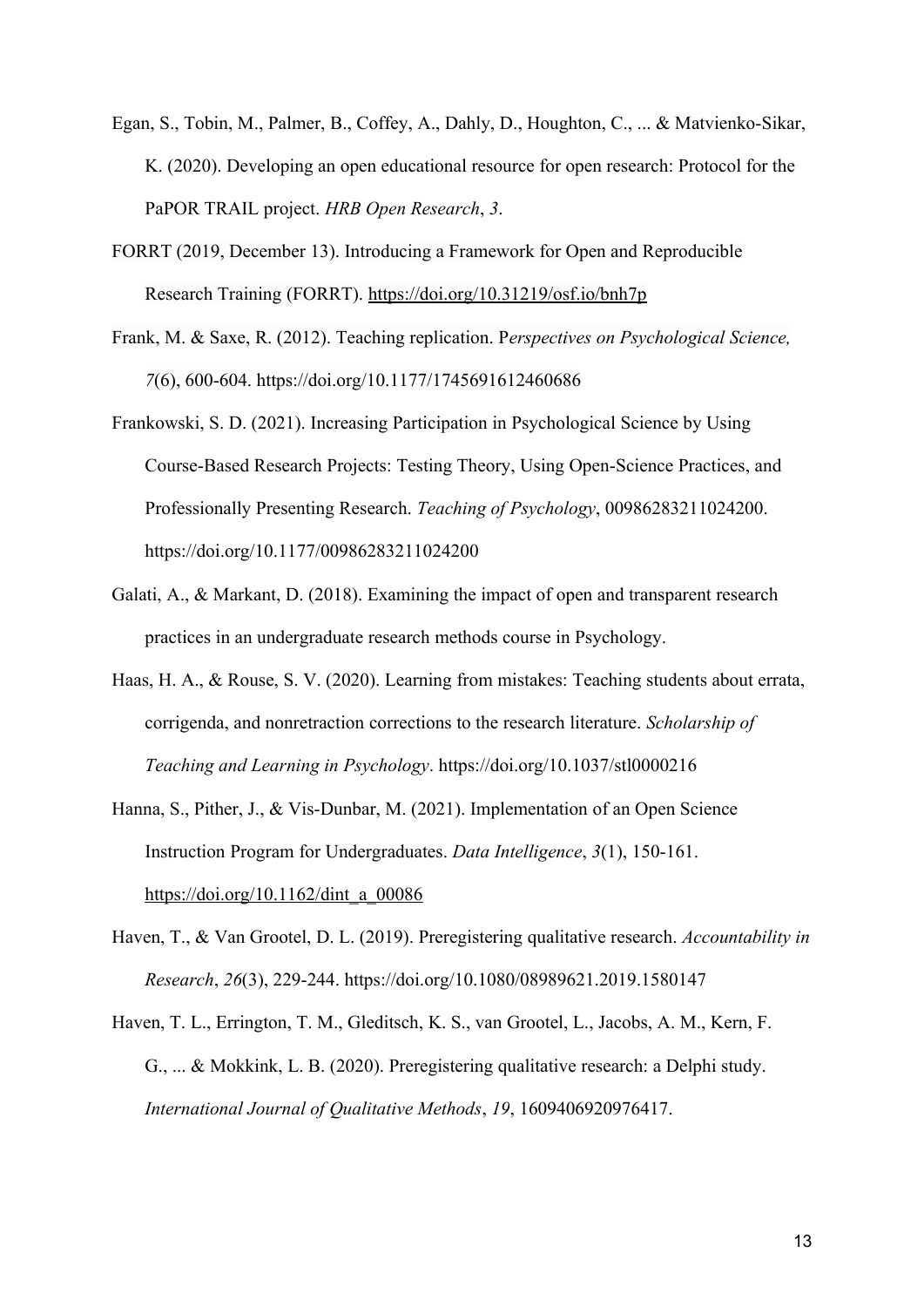Egan, S., Tobin, M., Palmer, B., Coffey, A., Dahly, D., Houghton, C., ... & Matvienko-Sikar, K. (2020). Developing an open educational resource for open research: Protocol for the PaPOR TRAIL project. *HRB Open Research*, *3*.

FORRT (2019, December 13). Introducing a Framework for Open and Reproducible Research Training (FORRT). https://doi.org/10.31219/osf.io/bnh7p

Frank, M. & Saxe, R. (2012). Teaching replication. P*erspectives on Psychological Science, 7*(6), 600-604. https://doi.org/10.1177/1745691612460686

Frankowski, S. D. (2021). Increasing Participation in Psychological Science by Using Course-Based Research Projects: Testing Theory, Using Open-Science Practices, and Professionally Presenting Research. *Teaching of Psychology*, 00986283211024200. https://doi.org/10.1177/00986283211024200

Galati, A., & Markant, D. (2018). Examining the impact of open and transparent research practices in an undergraduate research methods course in Psychology.

Haas, H. A., & Rouse, S. V. (2020). Learning from mistakes: Teaching students about errata, corrigenda, and nonretraction corrections to the research literature. *Scholarship of Teaching and Learning in Psychology*. https://doi.org/10.1037/stl0000216

Hanna, S., Pither, J., & Vis-Dunbar, M. (2021). Implementation of an Open Science Instruction Program for Undergraduates. *Data Intelligence*, *3*(1), 150-161. https://doi.org/10.1162/dint_a_00086

Haven, T., & Van Grootel, D. L. (2019). Preregistering qualitative research. *Accountability in Research*, *26*(3), 229-244. https://doi.org/10.1080/08989621.2019.1580147

Haven, T. L., Errington, T. M., Gleditsch, K. S., van Grootel, L., Jacobs, A. M., Kern, F. G., ... & Mokkink, L. B. (2020). Preregistering qualitative research: a Delphi study. *International Journal of Qualitative Methods*, *19*, 1609406920976417.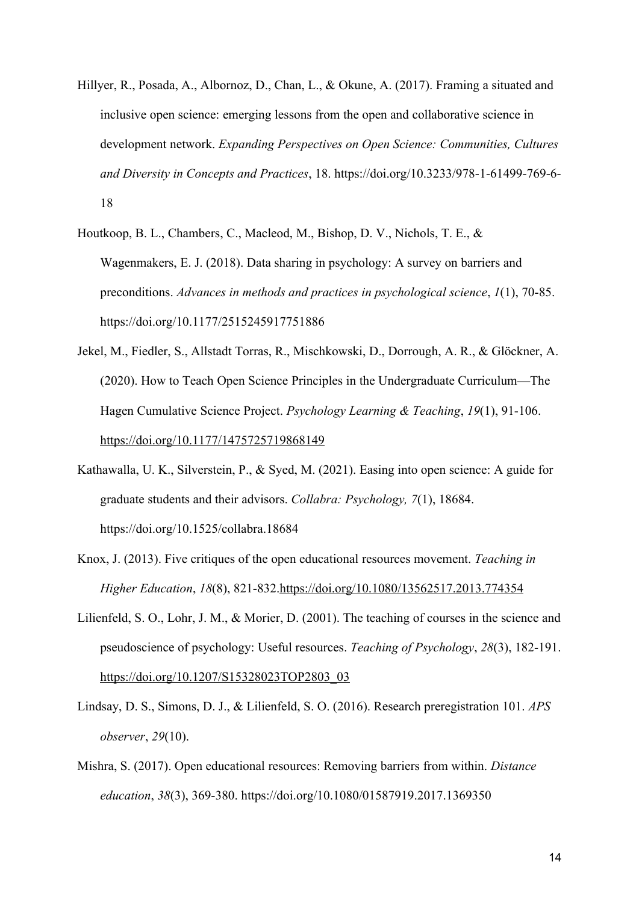Hillyer, R., Posada, A., Albornoz, D., Chan, L., & Okune, A. (2017). Framing a situated and inclusive open science: emerging lessons from the open and collaborative science in development network. *Expanding Perspectives on Open Science: Communities, Cultures and Diversity in Concepts and Practices*, 18. https://doi.org/10.3233/978-1-61499-769-6-18

Houtkoop, B. L., Chambers, C., Macleod, M., Bishop, D. V., Nichols, T. E., & Wagenmakers, E. J. (2018). Data sharing in psychology: A survey on barriers and preconditions. *Advances in methods and practices in psychological science*, *1*(1), 70-85. https://doi.org/10.1177/2515245917751886

Jekel, M., Fiedler, S., Allstadt Torras, R., Mischkowski, D., Dorrough, A. R., & Glöckner, A. (2020). How to Teach Open Science Principles in the Undergraduate Curriculum—The Hagen Cumulative Science Project. *Psychology Learning & Teaching*, *19*(1), 91-106. https://doi.org/10.1177/1475725719868149

Kathawalla, U. K., Silverstein, P., & Syed, M. (2021). Easing into open science: A guide for graduate students and their advisors. *Collabra: Psychology, 7*(1), 18684. https://doi.org/10.1525/collabra.18684

Knox, J. (2013). Five critiques of the open educational resources movement. *Teaching in Higher Education*, *18*(8), 821-832.https://doi.org/10.1080/13562517.2013.774354

Lilienfeld, S. O., Lohr, J. M., & Morier, D. (2001). The teaching of courses in the science and pseudoscience of psychology: Useful resources. *Teaching of Psychology*, *28*(3), 182-191. https://doi.org/10.1207/S15328023TOP2803_03

Lindsay, D. S., Simons, D. J., & Lilienfeld, S. O. (2016). Research preregistration 101. *APS observer*, *29*(10).

Mishra, S. (2017). Open educational resources: Removing barriers from within. *Distance education*, *38*(3), 369-380. https://doi.org/10.1080/01587919.2017.1369350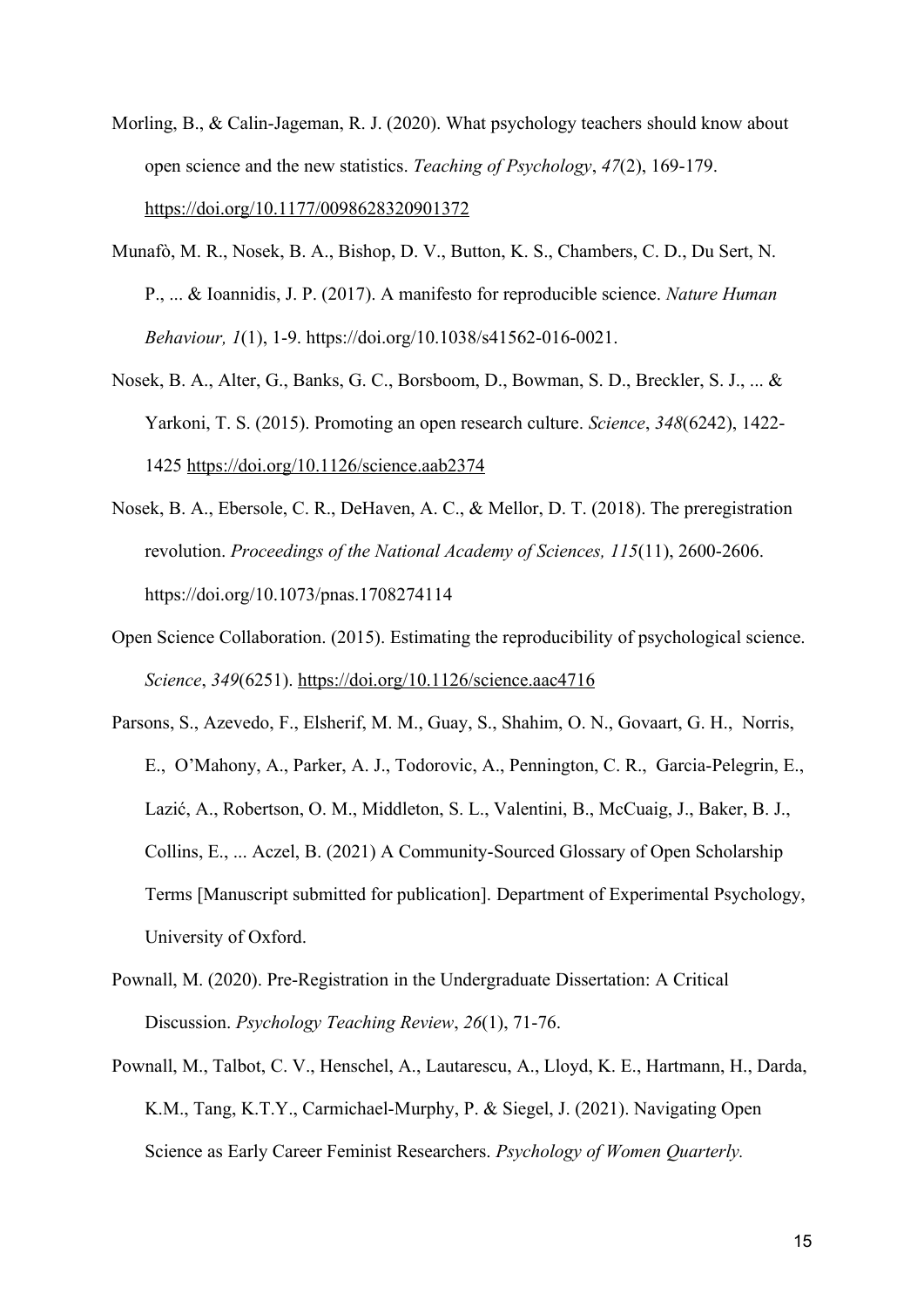Morling, B., & Calin-Jageman, R. J. (2020). What psychology teachers should know about open science and the new statistics. *Teaching of Psychology*, *47*(2), 169-179. https://doi.org/10.1177/0098628320901372

Munafò, M. R., Nosek, B. A., Bishop, D. V., Button, K. S., Chambers, C. D., Du Sert, N. P., ... & Ioannidis, J. P. (2017). A manifesto for reproducible science. *Nature Human Behaviour, 1*(1), 1-9. https://doi.org/10.1038/s41562-016-0021.

Nosek, B. A., Alter, G., Banks, G. C., Borsboom, D., Bowman, S. D., Breckler, S. J., ... & Yarkoni, T. S. (2015). Promoting an open research culture. *Science*, *348*(6242), 1422-1425 https://doi.org/10.1126/science.aab2374

Nosek, B. A., Ebersole, C. R., DeHaven, A. C., & Mellor, D. T. (2018). The preregistration revolution. *Proceedings of the National Academy of Sciences, 115*(11), 2600-2606. https://doi.org/10.1073/pnas.1708274114

Open Science Collaboration. (2015). Estimating the reproducibility of psychological science. *Science*, *349*(6251). https://doi.org/10.1126/science.aac4716

Parsons, S., Azevedo, F., Elsherif, M. M., Guay, S., Shahim, O. N., Govaart, G. H., Norris, E., O'Mahony, A., Parker, A. J., Todorovic, A., Pennington, C. R., Garcia-Pelegrin, E., Lazić, A., Robertson, O. M., Middleton, S. L., Valentini, B., McCuaig, J., Baker, B. J., Collins, E., ... Aczel, B. (2021) A Community-Sourced Glossary of Open Scholarship Terms [Manuscript submitted for publication]. Department of Experimental Psychology, University of Oxford.

Pownall, M. (2020). Pre-Registration in the Undergraduate Dissertation: A Critical Discussion. *Psychology Teaching Review*, *26*(1), 71-76.

Pownall, M., Talbot, C. V., Henschel, A., Lautarescu, A., Lloyd, K. E., Hartmann, H., Darda, K.M., Tang, K.T.Y., Carmichael-Murphy, P. & Siegel, J. (2021). Navigating Open Science as Early Career Feminist Researchers. *Psychology of Women Quarterly.*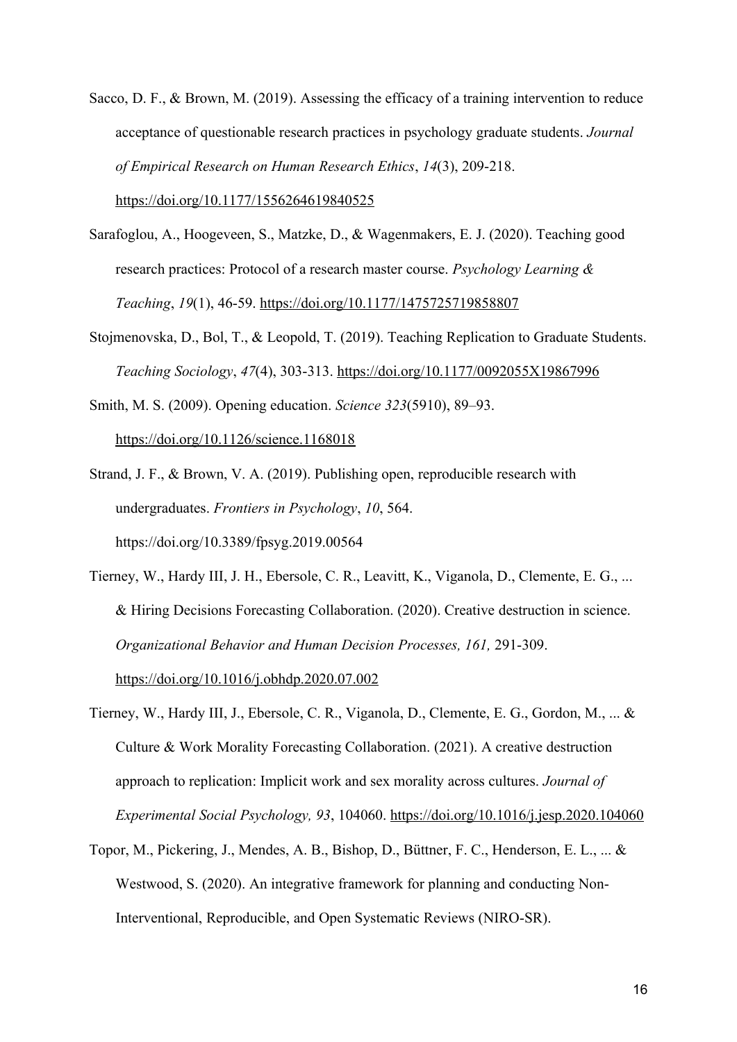Sacco, D. F., & Brown, M. (2019). Assessing the efficacy of a training intervention to reduce acceptance of questionable research practices in psychology graduate students. *Journal of Empirical Research on Human Research Ethics*, *14*(3), 209-218. https://doi.org/10.1177/1556264619840525

Sarafoglou, A., Hoogeveen, S., Matzke, D., & Wagenmakers, E. J. (2020). Teaching good research practices: Protocol of a research master course. *Psychology Learning & Teaching*, *19*(1), 46-59. https://doi.org/10.1177/1475725719858807

Stojmenovska, D., Bol, T., & Leopold, T. (2019). Teaching Replication to Graduate Students. *Teaching Sociology*, *47*(4), 303-313. https://doi.org/10.1177/0092055X19867996

Smith, M. S. (2009). Opening education. *Science 323*(5910), 89–93. https://doi.org/10.1126/science.1168018

Strand, J. F., & Brown, V. A. (2019). Publishing open, reproducible research with undergraduates. *Frontiers in Psychology*, *10*, 564. https://doi.org/10.3389/fpsyg.2019.00564

Tierney, W., Hardy III, J. H., Ebersole, C. R., Leavitt, K., Viganola, D., Clemente, E. G., ... & Hiring Decisions Forecasting Collaboration. (2020). Creative destruction in science. *Organizational Behavior and Human Decision Processes, 161,* 291-309. https://doi.org/10.1016/j.obhdp.2020.07.002

Tierney, W., Hardy III, J., Ebersole, C. R., Viganola, D., Clemente, E. G., Gordon, M., ... & Culture & Work Morality Forecasting Collaboration. (2021). A creative destruction approach to replication: Implicit work and sex morality across cultures. *Journal of Experimental Social Psychology, 93*, 104060. https://doi.org/10.1016/j.jesp.2020.104060

Topor, M., Pickering, J., Mendes, A. B., Bishop, D., Büttner, F. C., Henderson, E. L., ... & Westwood, S. (2020). An integrative framework for planning and conducting Non-Interventional, Reproducible, and Open Systematic Reviews (NIRO-SR).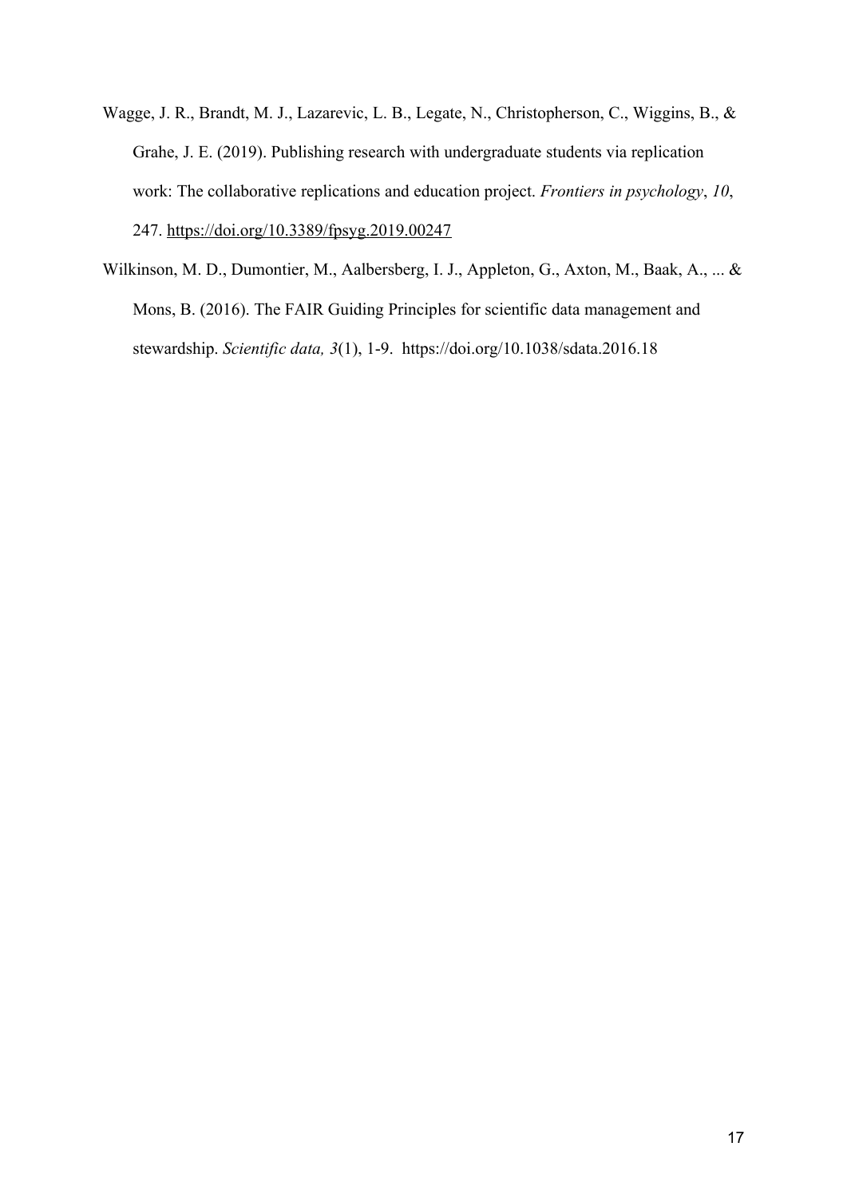Wagge, J. R., Brandt, M. J., Lazarevic, L. B., Legate, N., Christopherson, C., Wiggins, B., & Grahe, J. E. (2019). Publishing research with undergraduate students via replication work: The collaborative replications and education project. *Frontiers in psychology*, *10*, 247. https://doi.org/10.3389/fpsyg.2019.00247

Wilkinson, M. D., Dumontier, M., Aalbersberg, I. J., Appleton, G., Axton, M., Baak, A., ... & Mons, B. (2016). The FAIR Guiding Principles for scientific data management and stewardship. *Scientific data, 3*(1), 1-9. https://doi.org/10.1038/sdata.2016.18